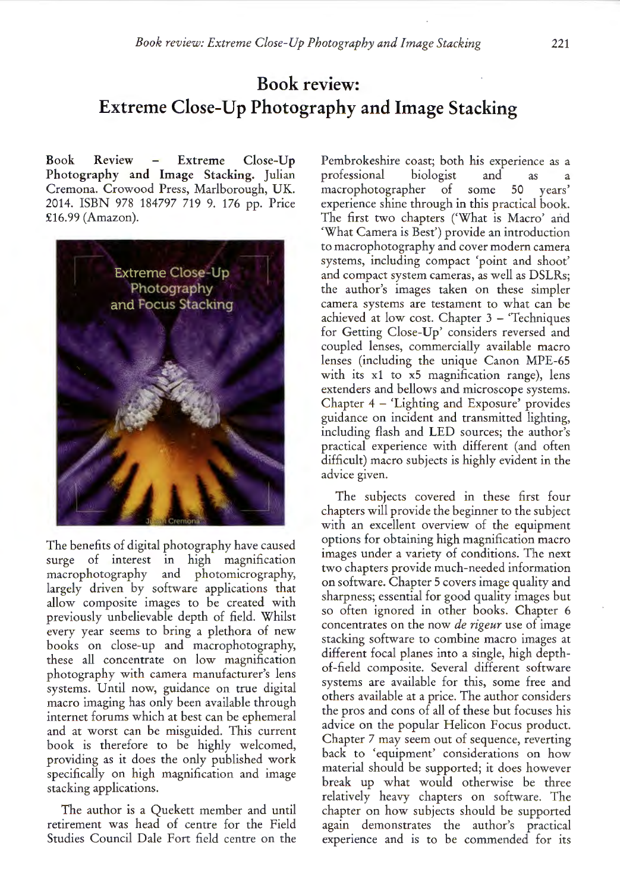# Book review: Extreme Close-Up Photography and Image Stacking

**Book Review – Extreme Close-Up Photography and Image Stacking.** Julian Cremona. Crowood Press, Marlborough, UK. 2014. ISBN 978 184797 719 9. 176 pp. Price £16.99 (Amazon).

The benefits of digital photography have caused surge of interest in high magnification macrophotography and photomicrography, largely driven by software applications that allow composite images to be created with previously unbelievable depth of field. Whilst every year seems to bring a plethora of new books on close-up and macrophotography, these all concentrate on low magnification photography with camera manufacturer's lens systems. Until now, guidance on true digital macro imaging has only been available through internet forums which at best can be ephemeral and at worst can be misguided. This current book is therefore to be highly welcomed, providing as it does the only published work specifically on high magnification and image stacking applications.

The author is a Quekett member and until retirement was head of centre for the Field Studies Council Dale Fort field centre on the Pembrokeshire coast; both his experience as a professional biologist and as a macrophotographer of some 50 years' experience shine through in this practical book. The first two chapters ('What is Macro' and 'What Camera is Best') provide an introduction to macrophotography and cover modern camera systems, including compact 'point and shoot' and compact system cameras, as well as DSLRs; the author's images taken on these simpler camera systems are testament to what can be achieved at low cost. Chapter 3 – 'Techniques for Getting Close-Up' considers reversed and coupled lenses, commercially available macro lenses (including the unique Canon MPE-65 with its x1 to x5 magnification range), lens extenders and bellows and microscope systems. Chapter 4 – 'Lighting and Exposure' provides guidance on incident and transmitted lighting, including flash and LED sources; the author's practical experience with different (and often difficult) macro subjects is highly evident in the advice given.

The subjects covered in these first four chapters will provide the beginner to the subject with an excellent overview of the equipment options for obtaining high magnification macro images under a variety of conditions. The next two chapters provide much-needed information on software. Chapter 5 covers image quality and sharpness; essential for good quality images but so often ignored in other books. Chapter 6 concentrates on the now *de rigeur* use of image stacking software to combine macro images at different focal planes into a single, high depth-of-field composite. Several different software systems are available for this, some free and others available at a price. The author considers the pros and cons of all of these but focuses his advice on the popular Helicon Focus product. Chapter 7 may seem out of sequence, reverting back to 'equipment' considerations on how material should be supported; it does however break up what would otherwise be three relatively heavy chapters on software. The chapter on how subjects should be supported again demonstrates the author's practical experience and is to be commended for its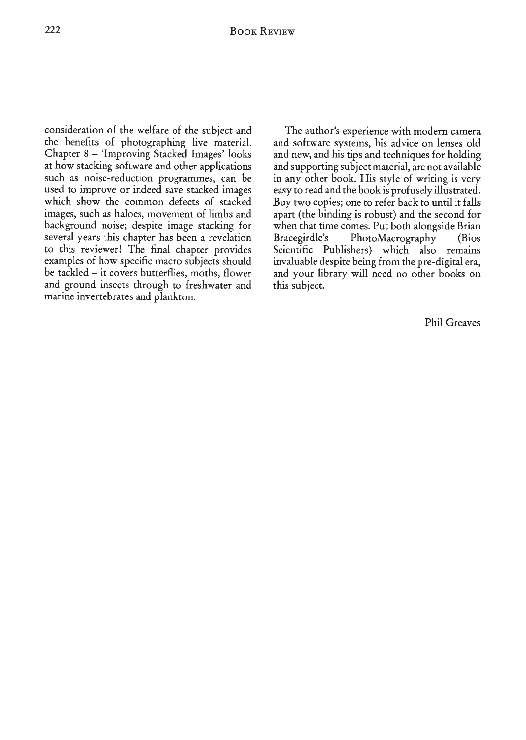consideration of the welfare of the subject and the benefits of photographing live material. Chapter 8 – 'Improving Stacked Images' looks at how stacking software and other applications such as noise-reduction programmes, can be used to improve or indeed save stacked images which show the common defects of stacked images, such as haloes, movement of limbs and background noise; despite image stacking for several years this chapter has been a revelation to this reviewer! The final chapter provides examples of how specific macro subjects should be tackled – it covers butterflies, moths, flower and ground insects through to freshwater and marine invertebrates and plankton.

The author's experience with modern camera and software systems, his advice on lenses old and new, and his tips and techniques for holding and supporting subject material, are not available in any other book. His style of writing is very easy to read and the book is profusely illustrated. Buy two copies; one to refer back to until it falls apart (the binding is robust) and the second for when that time comes. Put both alongside Brian Bracegirdle's PhotoMacrography (Bios Scientific Publishers) which also remains invaluable despite being from the pre-digital era, and your library will need no other books on this subject.

Phil Greaves